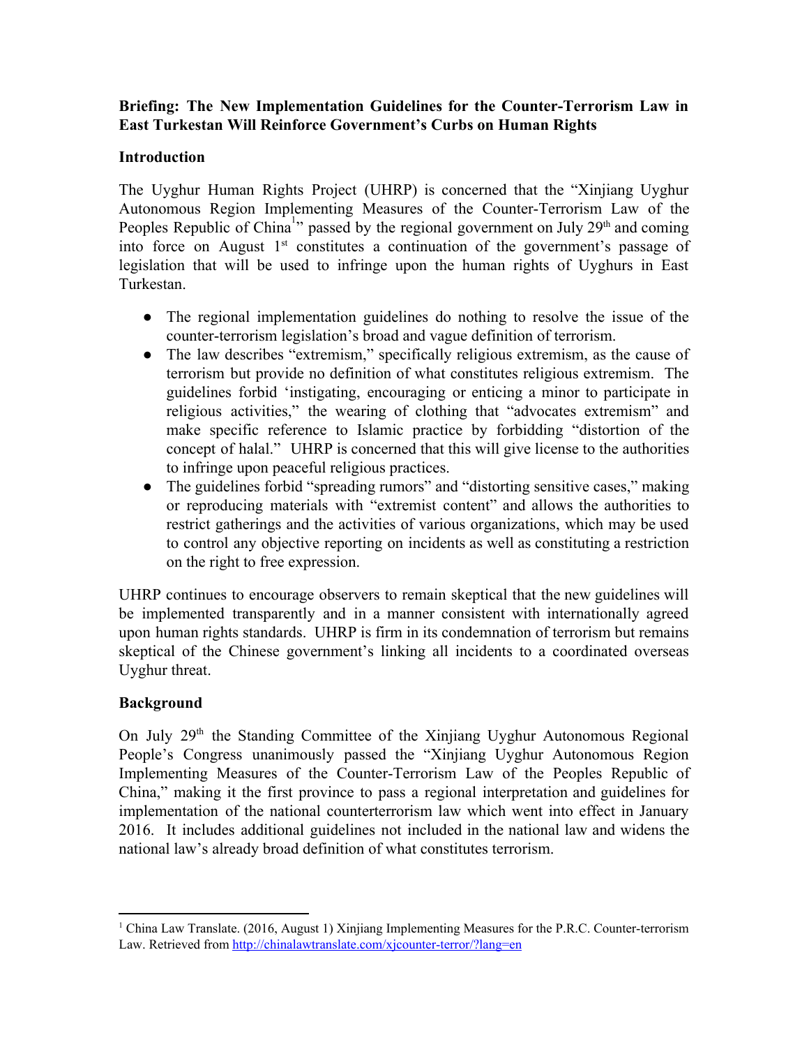**Briefing: The New Implementation Guidelines for the Counter-Terrorism Law in East Turkestan Will Reinforce Government's Curbs on Human Rights**

## Introduction

The Uyghur Human Rights Project (UHRP) is concerned that the "Xinjiang Uyghur Autonomous Region Implementing Measures of the Counter-Terrorism Law of the Peoples Republic of China[1]" passed by the regional government on July 29th and coming into force on August 1st constitutes a continuation of the government's passage of legislation that will be used to infringe upon the human rights of Uyghurs in East Turkestan.

- The regional implementation guidelines do nothing to resolve the issue of the counter-terrorism legislation's broad and vague definition of terrorism.
- The law describes "extremism," specifically religious extremism, as the cause of terrorism but provide no definition of what constitutes religious extremism. The guidelines forbid 'instigating, encouraging or enticing a minor to participate in religious activities," the wearing of clothing that "advocates extremism" and make specific reference to Islamic practice by forbidding "distortion of the concept of halal." UHRP is concerned that this will give license to the authorities to infringe upon peaceful religious practices.
- The guidelines forbid "spreading rumors" and "distorting sensitive cases," making or reproducing materials with "extremist content" and allows the authorities to restrict gatherings and the activities of various organizations, which may be used to control any objective reporting on incidents as well as constituting a restriction on the right to free expression.

UHRP continues to encourage observers to remain skeptical that the new guidelines will be implemented transparently and in a manner consistent with internationally agreed upon human rights standards. UHRP is firm in its condemnation of terrorism but remains skeptical of the Chinese government's linking all incidents to a coordinated overseas Uyghur threat.

## Background

On July 29th the Standing Committee of the Xinjiang Uyghur Autonomous Regional People's Congress unanimously passed the "Xinjiang Uyghur Autonomous Region Implementing Measures of the Counter-Terrorism Law of the Peoples Republic of China," making it the first province to pass a regional interpretation and guidelines for implementation of the national counterterrorism law which went into effect in January 2016. It includes additional guidelines not included in the national law and widens the national law's already broad definition of what constitutes terrorism.

---

[1] China Law Translate. (2016, August 1) Xinjiang Implementing Measures for the P.R.C. Counter-terrorism Law. Retrieved from http://chinalawtranslate.com/xjcounter-terror/?lang=en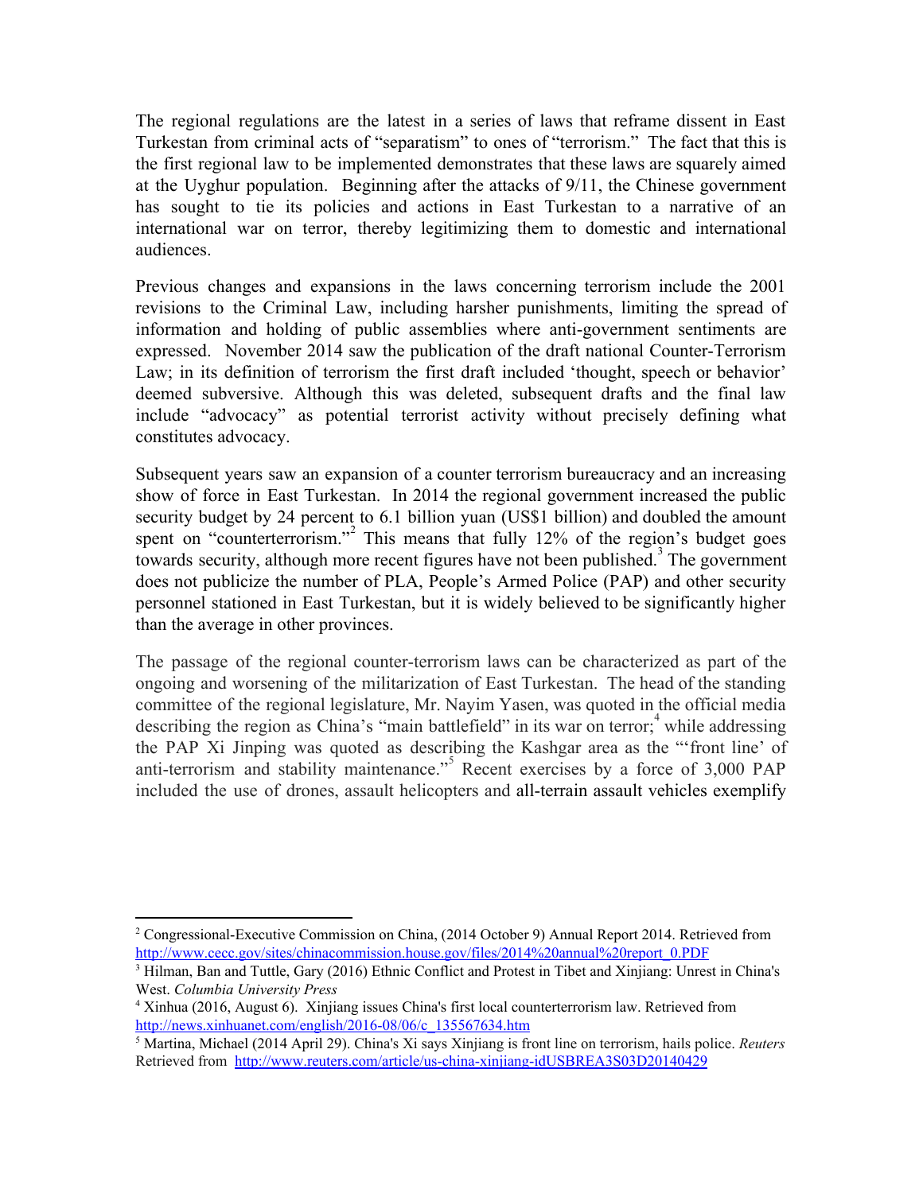The regional regulations are the latest in a series of laws that reframe dissent in East Turkestan from criminal acts of "separatism" to ones of "terrorism." The fact that this is the first regional law to be implemented demonstrates that these laws are squarely aimed at the Uyghur population. Beginning after the attacks of 9/11, the Chinese government has sought to tie its policies and actions in East Turkestan to a narrative of an international war on terror, thereby legitimizing them to domestic and international audiences.

Previous changes and expansions in the laws concerning terrorism include the 2001 revisions to the Criminal Law, including harsher punishments, limiting the spread of information and holding of public assemblies where anti-government sentiments are expressed. November 2014 saw the publication of the draft national Counter-Terrorism Law; in its definition of terrorism the first draft included 'thought, speech or behavior' deemed subversive. Although this was deleted, subsequent drafts and the final law include "advocacy" as potential terrorist activity without precisely defining what constitutes advocacy.

Subsequent years saw an expansion of a counter terrorism bureaucracy and an increasing show of force in East Turkestan. In 2014 the regional government increased the public security budget by 24 percent to 6.1 billion yuan (US$1 billion) and doubled the amount spent on "counterterrorism."[2] This means that fully 12% of the region's budget goes towards security, although more recent figures have not been published.[3] The government does not publicize the number of PLA, People's Armed Police (PAP) and other security personnel stationed in East Turkestan, but it is widely believed to be significantly higher than the average in other provinces.

The passage of the regional counter-terrorism laws can be characterized as part of the ongoing and worsening of the militarization of East Turkestan. The head of the standing committee of the regional legislature, Mr. Nayim Yasen, was quoted in the official media describing the region as China's "main battlefield" in its war on terror;[4] while addressing the PAP Xi Jinping was quoted as describing the Kashgar area as the "'front line' of anti-terrorism and stability maintenance."[5] Recent exercises by a force of 3,000 PAP included the use of drones, assault helicopters and all-terrain assault vehicles exemplify

---

[2] Congressional-Executive Commission on China, (2014 October 9) Annual Report 2014. Retrieved from http://www.cecc.gov/sites/chinacommission.house.gov/files/2014%20annual%20report_0.PDF

[3] Hilman, Ban and Tuttle, Gary (2016) Ethnic Conflict and Protest in Tibet and Xinjiang: Unrest in China's West. *Columbia University Press*

[4] Xinhua (2016, August 6). Xinjiang issues China's first local counterterrorism law. Retrieved from http://news.xinhuanet.com/english/2016-08/06/c_135567634.htm

[5] Martina, Michael (2014 April 29). China's Xi says Xinjiang is front line on terrorism, hails police. *Reuters* Retrieved from http://www.reuters.com/article/us-china-xinjiang-idUSBREA3S03D20140429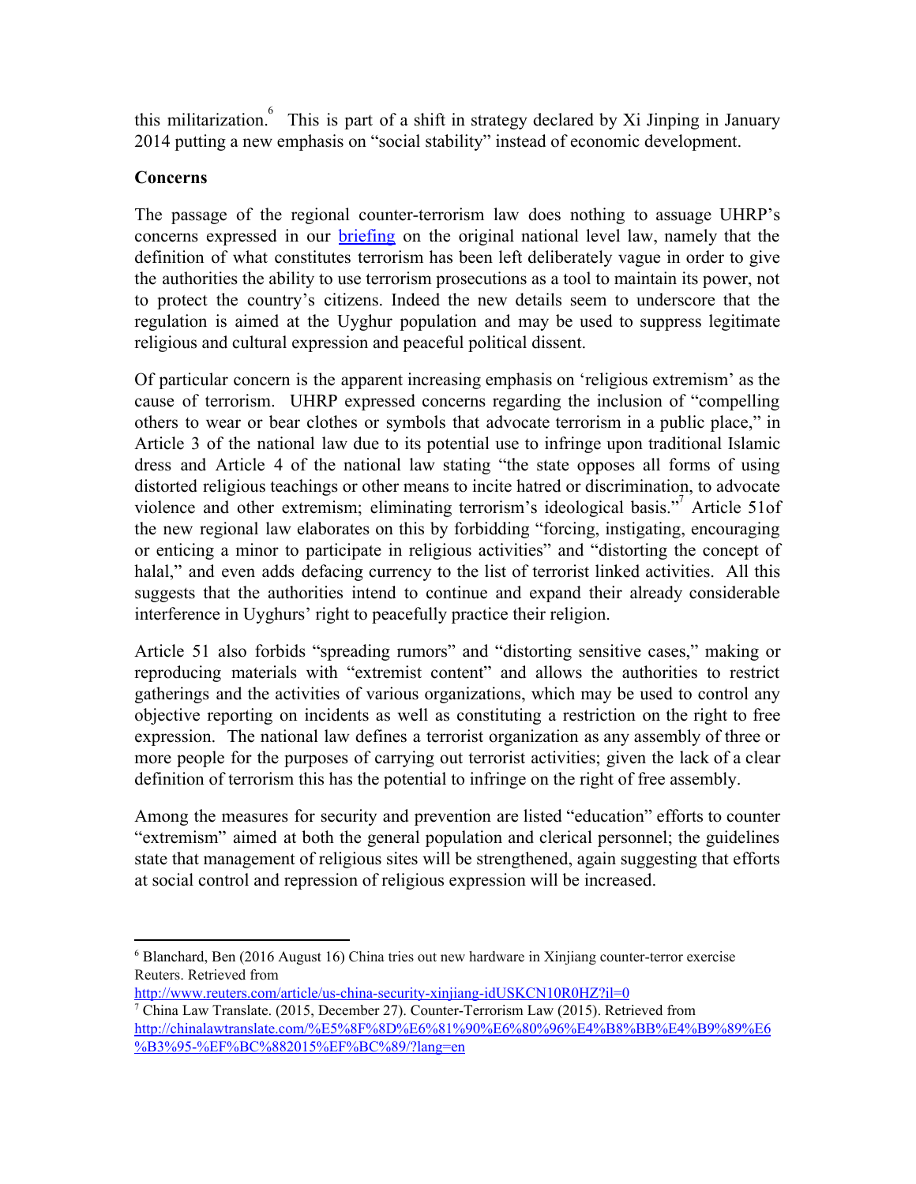this militarization.[6] This is part of a shift in strategy declared by Xi Jinping in January 2014 putting a new emphasis on "social stability" instead of economic development.

**Concerns**

The passage of the regional counter-terrorism law does nothing to assuage UHRP's concerns expressed in our briefing on the original national level law, namely that the definition of what constitutes terrorism has been left deliberately vague in order to give the authorities the ability to use terrorism prosecutions as a tool to maintain its power, not to protect the country's citizens. Indeed the new details seem to underscore that the regulation is aimed at the Uyghur population and may be used to suppress legitimate religious and cultural expression and peaceful political dissent.

Of particular concern is the apparent increasing emphasis on 'religious extremism' as the cause of terrorism. UHRP expressed concerns regarding the inclusion of "compelling others to wear or bear clothes or symbols that advocate terrorism in a public place," in Article 3 of the national law due to its potential use to infringe upon traditional Islamic dress and Article 4 of the national law stating "the state opposes all forms of using distorted religious teachings or other means to incite hatred or discrimination, to advocate violence and other extremism; eliminating terrorism's ideological basis."[7] Article 51of the new regional law elaborates on this by forbidding "forcing, instigating, encouraging or enticing a minor to participate in religious activities" and "distorting the concept of halal," and even adds defacing currency to the list of terrorist linked activities. All this suggests that the authorities intend to continue and expand their already considerable interference in Uyghurs' right to peacefully practice their religion.

Article 51 also forbids "spreading rumors" and "distorting sensitive cases," making or reproducing materials with "extremist content" and allows the authorities to restrict gatherings and the activities of various organizations, which may be used to control any objective reporting on incidents as well as constituting a restriction on the right to free expression. The national law defines a terrorist organization as any assembly of three or more people for the purposes of carrying out terrorist activities; given the lack of a clear definition of terrorism this has the potential to infringe on the right of free assembly.

Among the measures for security and prevention are listed "education" efforts to counter "extremism" aimed at both the general population and clerical personnel; the guidelines state that management of religious sites will be strengthened, again suggesting that efforts at social control and repression of religious expression will be increased.

---

[6] Blanchard, Ben (2016 August 16) China tries out new hardware in Xinjiang counter-terror exercise Reuters. Retrieved from http://www.reuters.com/article/us-china-security-xinjiang-idUSKCN10R0HZ?il=0

[7] China Law Translate. (2015, December 27). Counter-Terrorism Law (2015). Retrieved from http://chinalawtranslate.com/%E5%8F%8D%E6%81%90%E6%80%96%E4%B8%BB%E4%B9%89%E6%B3%95-%EF%BC%882015%EF%BC%89/?lang=en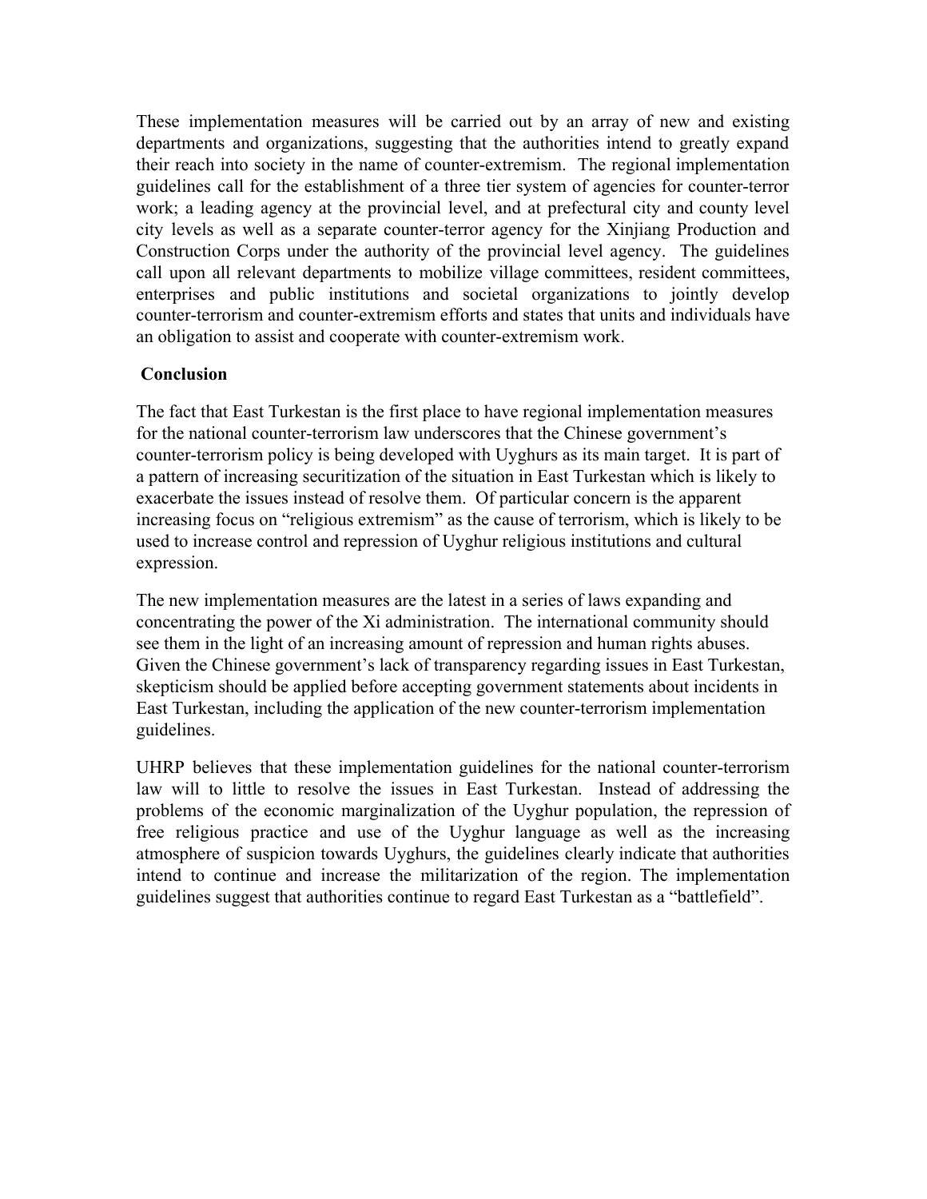These implementation measures will be carried out by an array of new and existing departments and organizations, suggesting that the authorities intend to greatly expand their reach into society in the name of counter-extremism. The regional implementation guidelines call for the establishment of a three tier system of agencies for counter-terror work; a leading agency at the provincial level, and at prefectural city and county level city levels as well as a separate counter-terror agency for the Xinjiang Production and Construction Corps under the authority of the provincial level agency. The guidelines call upon all relevant departments to mobilize village committees, resident committees, enterprises and public institutions and societal organizations to jointly develop counter-terrorism and counter-extremism efforts and states that units and individuals have an obligation to assist and cooperate with counter-extremism work.

## Conclusion

The fact that East Turkestan is the first place to have regional implementation measures for the national counter-terrorism law underscores that the Chinese government's counter-terrorism policy is being developed with Uyghurs as its main target. It is part of a pattern of increasing securitization of the situation in East Turkestan which is likely to exacerbate the issues instead of resolve them. Of particular concern is the apparent increasing focus on "religious extremism" as the cause of terrorism, which is likely to be used to increase control and repression of Uyghur religious institutions and cultural expression.

The new implementation measures are the latest in a series of laws expanding and concentrating the power of the Xi administration. The international community should see them in the light of an increasing amount of repression and human rights abuses. Given the Chinese government's lack of transparency regarding issues in East Turkestan, skepticism should be applied before accepting government statements about incidents in East Turkestan, including the application of the new counter-terrorism implementation guidelines.

UHRP believes that these implementation guidelines for the national counter-terrorism law will to little to resolve the issues in East Turkestan. Instead of addressing the problems of the economic marginalization of the Uyghur population, the repression of free religious practice and use of the Uyghur language as well as the increasing atmosphere of suspicion towards Uyghurs, the guidelines clearly indicate that authorities intend to continue and increase the militarization of the region. The implementation guidelines suggest that authorities continue to regard East Turkestan as a "battlefield".